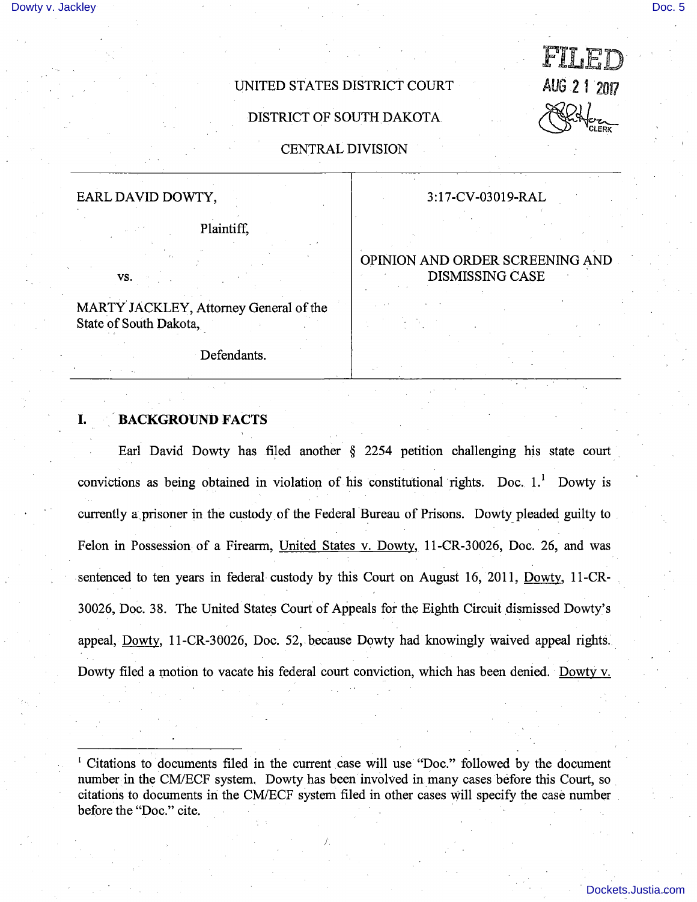UNITED STATES DISTRICT COURT

DISTRICT OF SOUTH DAKOTA

CENTRAL DIVISION

FILED
AUG 21 2017
CLERK

| | |
|---|---|
| EARL DAVID DOWTY,<br><br>Plaintiff,<br><br>vs.<br><br>MARTY JACKLEY, Attorney General of the State of South Dakota,<br><br>Defendants. | 3:17-CV-03019-RAL<br><br>OPINION AND ORDER SCREENING AND DISMISSING CASE |

## I. BACKGROUND FACTS

Earl David Dowty has filed another § 2254 petition challenging his state court convictions as being obtained in violation of his constitutional rights. Doc. 1.[1] Dowty is currently a prisoner in the custody of the Federal Bureau of Prisons. Dowty pleaded guilty to Felon in Possession of a Firearm, United States v. Dowty, 11-CR-30026, Doc. 26, and was sentenced to ten years in federal custody by this Court on August 16, 2011, Dowty, 11-CR-30026, Doc. 38. The United States Court of Appeals for the Eighth Circuit dismissed Dowty's appeal, Dowty, 11-CR-30026, Doc. 52, because Dowty had knowingly waived appeal rights. Dowty filed a motion to vacate his federal court conviction, which has been denied. Dowty v.

[1] Citations to documents filed in the current case will use "Doc." followed by the document number in the CM/ECF system. Dowty has been involved in many cases before this Court, so citations to documents in the CM/ECF system filed in other cases will specify the case number before the "Doc." cite.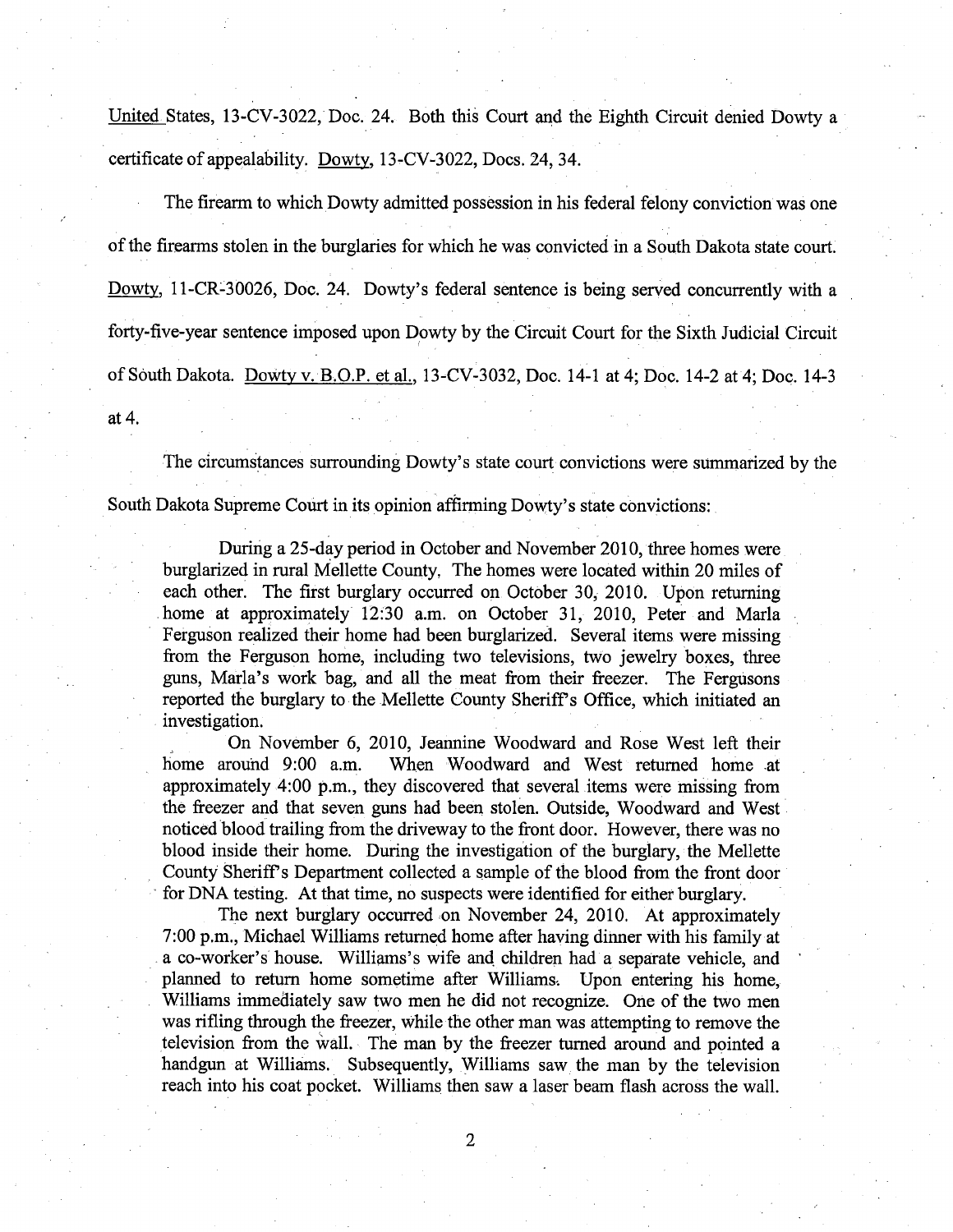United States, 13-CV-3022, Doc. 24. Both this Court and the Eighth Circuit denied Dowty a certificate of appealability. Dowty, 13-CV-3022, Docs. 24, 34.

The firearm to which Dowty admitted possession in his federal felony conviction was one of the firearms stolen in the burglaries for which he was convicted in a South Dakota state court. Dowty, 11-CR-30026, Doc. 24. Dowty's federal sentence is being served concurrently with a forty-five-year sentence imposed upon Dowty by the Circuit Court for the Sixth Judicial Circuit of South Dakota. Dowty v. B.O.P. et al., 13-CV-3032, Doc. 14-1 at 4; Doc. 14-2 at 4; Doc. 14-3 at 4.

The circumstances surrounding Dowty's state court convictions were summarized by the South Dakota Supreme Court in its opinion affirming Dowty's state convictions:

> During a 25-day period in October and November 2010, three homes were burglarized in rural Mellette County. The homes were located within 20 miles of each other. The first burglary occurred on October 30, 2010. Upon returning home at approximately 12:30 a.m. on October 31, 2010, Peter and Marla Ferguson realized their home had been burglarized. Several items were missing from the Ferguson home, including two televisions, two jewelry boxes, three guns, Marla's work bag, and all the meat from their freezer. The Fergusons reported the burglary to the Mellette County Sheriff's Office, which initiated an investigation.
>
> On November 6, 2010, Jeannine Woodward and Rose West left their home around 9:00 a.m. When Woodward and West returned home at approximately 4:00 p.m., they discovered that several items were missing from the freezer and that seven guns had been stolen. Outside, Woodward and West noticed blood trailing from the driveway to the front door. However, there was no blood inside their home. During the investigation of the burglary, the Mellette County Sheriff's Department collected a sample of the blood from the front door for DNA testing. At that time, no suspects were identified for either burglary.
>
> The next burglary occurred on November 24, 2010. At approximately 7:00 p.m., Michael Williams returned home after having dinner with his family at a co-worker's house. Williams's wife and children had a separate vehicle, and planned to return home sometime after Williams. Upon entering his home, Williams immediately saw two men he did not recognize. One of the two men was rifling through the freezer, while the other man was attempting to remove the television from the wall. The man by the freezer turned around and pointed a handgun at Williams. Subsequently, Williams saw the man by the television reach into his coat pocket. Williams then saw a laser beam flash across the wall.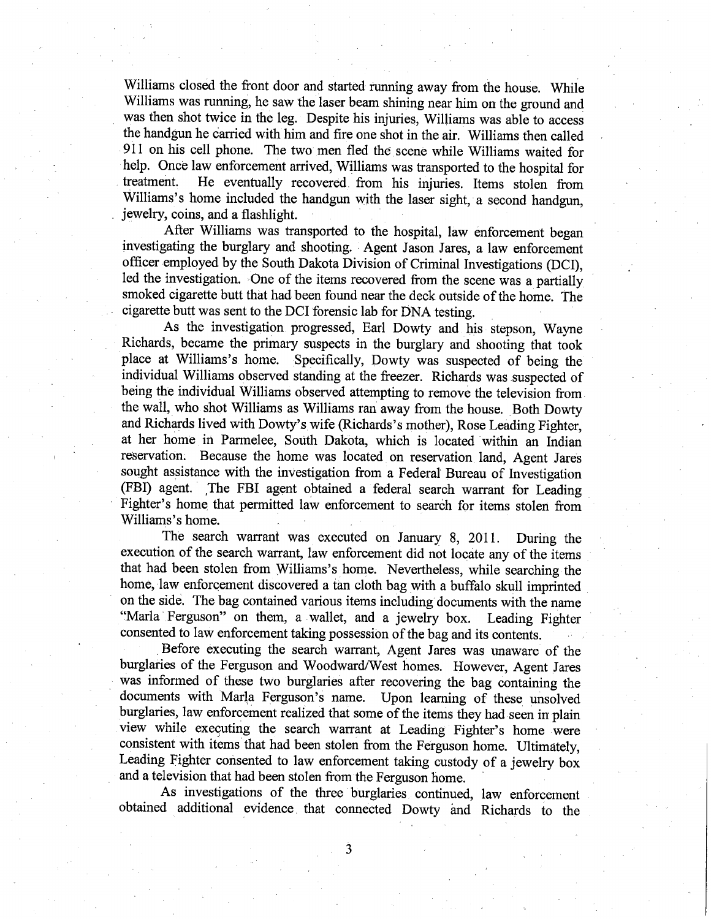Williams closed the front door and started running away from the house. While Williams was running, he saw the laser beam shining near him on the ground and was then shot twice in the leg. Despite his injuries, Williams was able to access the handgun he carried with him and fire one shot in the air. Williams then called 911 on his cell phone. The two men fled the scene while Williams waited for help. Once law enforcement arrived, Williams was transported to the hospital for treatment. He eventually recovered from his injuries. Items stolen from Williams's home included the handgun with the laser sight, a second handgun, jewelry, coins, and a flashlight.

After Williams was transported to the hospital, law enforcement began investigating the burglary and shooting. Agent Jason Jares, a law enforcement officer employed by the South Dakota Division of Criminal Investigations (DCI), led the investigation. One of the items recovered from the scene was a partially smoked cigarette butt that had been found near the deck outside of the home. The cigarette butt was sent to the DCI forensic lab for DNA testing.

As the investigation progressed, Earl Dowty and his stepson, Wayne Richards, became the primary suspects in the burglary and shooting that took place at Williams's home. Specifically, Dowty was suspected of being the individual Williams observed standing at the freezer. Richards was suspected of being the individual Williams observed attempting to remove the television from the wall, who shot Williams as Williams ran away from the house. Both Dowty and Richards lived with Dowty's wife (Richards's mother), Rose Leading Fighter, at her home in Parmelee, South Dakota, which is located within an Indian reservation. Because the home was located on reservation land, Agent Jares sought assistance with the investigation from a Federal Bureau of Investigation (FBI) agent. The FBI agent obtained a federal search warrant for Leading Fighter's home that permitted law enforcement to search for items stolen from Williams's home.

The search warrant was executed on January 8, 2011. During the execution of the search warrant, law enforcement did not locate any of the items that had been stolen from Williams's home. Nevertheless, while searching the home, law enforcement discovered a tan cloth bag with a buffalo skull imprinted on the side. The bag contained various items including documents with the name "Marla Ferguson" on them, a wallet, and a jewelry box. Leading Fighter consented to law enforcement taking possession of the bag and its contents.

Before executing the search warrant, Agent Jares was unaware of the burglaries of the Ferguson and Woodward/West homes. However, Agent Jares was informed of these two burglaries after recovering the bag containing the documents with Marla Ferguson's name. Upon learning of these unsolved burglaries, law enforcement realized that some of the items they had seen in plain view while executing the search warrant at Leading Fighter's home were consistent with items that had been stolen from the Ferguson home. Ultimately, Leading Fighter consented to law enforcement taking custody of a jewelry box and a television that had been stolen from the Ferguson home.

As investigations of the three burglaries continued, law enforcement obtained additional evidence that connected Dowty and Richards to the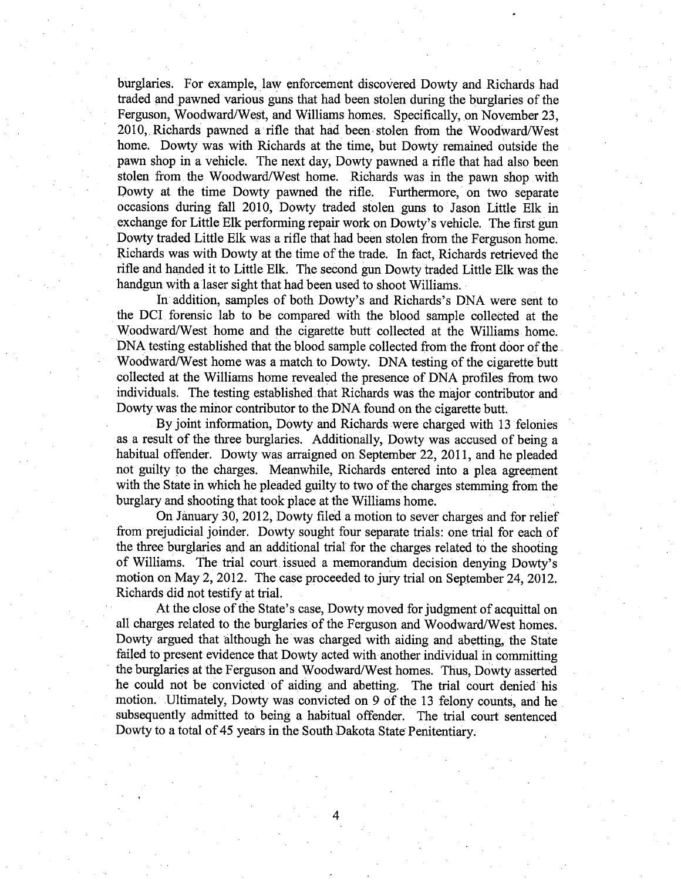burglaries. For example, law enforcement discovered Dowty and Richards had traded and pawned various guns that had been stolen during the burglaries of the Ferguson, Woodward/West, and Williams homes. Specifically, on November 23, 2010, Richards pawned a rifle that had been stolen from the Woodward/West home. Dowty was with Richards at the time, but Dowty remained outside the pawn shop in a vehicle. The next day, Dowty pawned a rifle that had also been stolen from the Woodward/West home. Richards was in the pawn shop with Dowty at the time Dowty pawned the rifle. Furthermore, on two separate occasions during fall 2010, Dowty traded stolen guns to Jason Little Elk in exchange for Little Elk performing repair work on Dowty's vehicle. The first gun Dowty traded Little Elk was a rifle that had been stolen from the Ferguson home. Richards was with Dowty at the time of the trade. In fact, Richards retrieved the rifle and handed it to Little Elk. The second gun Dowty traded Little Elk was the handgun with a laser sight that had been used to shoot Williams.

In addition, samples of both Dowty's and Richards's DNA were sent to the DCI forensic lab to be compared with the blood sample collected at the Woodward/West home and the cigarette butt collected at the Williams home. DNA testing established that the blood sample collected from the front door of the Woodward/West home was a match to Dowty. DNA testing of the cigarette butt collected at the Williams home revealed the presence of DNA profiles from two individuals. The testing established that Richards was the major contributor and Dowty was the minor contributor to the DNA found on the cigarette butt.

By joint information, Dowty and Richards were charged with 13 felonies as a result of the three burglaries. Additionally, Dowty was accused of being a habitual offender. Dowty was arraigned on September 22, 2011, and he pleaded not guilty to the charges. Meanwhile, Richards entered into a plea agreement with the State in which he pleaded guilty to two of the charges stemming from the burglary and shooting that took place at the Williams home.

On January 30, 2012, Dowty filed a motion to sever charges and for relief from prejudicial joinder. Dowty sought four separate trials: one trial for each of the three burglaries and an additional trial for the charges related to the shooting of Williams. The trial court issued a memorandum decision denying Dowty's motion on May 2, 2012. The case proceeded to jury trial on September 24, 2012. Richards did not testify at trial.

At the close of the State's case, Dowty moved for judgment of acquittal on all charges related to the burglaries of the Ferguson and Woodward/West homes. Dowty argued that although he was charged with aiding and abetting, the State failed to present evidence that Dowty acted with another individual in committing the burglaries at the Ferguson and Woodward/West homes. Thus, Dowty asserted he could not be convicted of aiding and abetting. The trial court denied his motion. Ultimately, Dowty was convicted on 9 of the 13 felony counts, and he subsequently admitted to being a habitual offender. The trial court sentenced Dowty to a total of 45 years in the South Dakota State Penitentiary.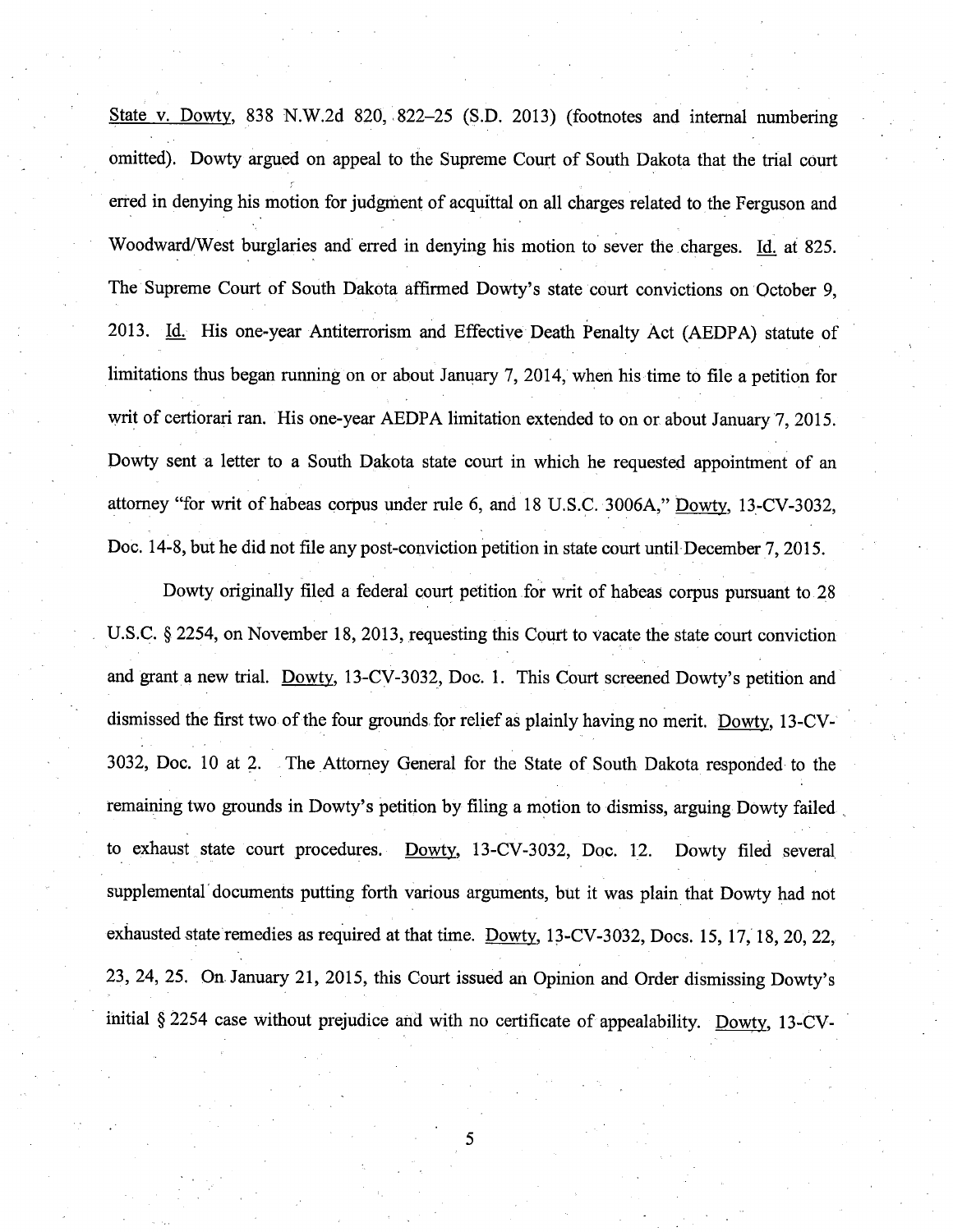State v. Dowty, 838 N.W.2d 820, 822–25 (S.D. 2013) (footnotes and internal numbering omitted). Dowty argued on appeal to the Supreme Court of South Dakota that the trial court erred in denying his motion for judgment of acquittal on all charges related to the Ferguson and Woodward/West burglaries and erred in denying his motion to sever the charges. Id. at 825. The Supreme Court of South Dakota affirmed Dowty's state court convictions on October 9, 2013. Id. His one-year Antiterrorism and Effective Death Penalty Act (AEDPA) statute of limitations thus began running on or about January 7, 2014, when his time to file a petition for writ of certiorari ran. His one-year AEDPA limitation extended to on or about January 7, 2015. Dowty sent a letter to a South Dakota state court in which he requested appointment of an attorney "for writ of habeas corpus under rule 6, and 18 U.S.C. 3006A," Dowty, 13-CV-3032, Doc. 14-8, but he did not file any post-conviction petition in state court until December 7, 2015.

Dowty originally filed a federal court petition for writ of habeas corpus pursuant to 28 U.S.C. § 2254, on November 18, 2013, requesting this Court to vacate the state court conviction and grant a new trial. Dowty, 13-CV-3032, Doc. 1. This Court screened Dowty's petition and dismissed the first two of the four grounds for relief as plainly having no merit. Dowty, 13-CV-3032, Doc. 10 at 2. The Attorney General for the State of South Dakota responded to the remaining two grounds in Dowty's petition by filing a motion to dismiss, arguing Dowty failed to exhaust state court procedures. Dowty, 13-CV-3032, Doc. 12. Dowty filed several supplemental documents putting forth various arguments, but it was plain that Dowty had not exhausted state remedies as required at that time. Dowty, 13-CV-3032, Docs. 15, 17, 18, 20, 22, 23, 24, 25. On January 21, 2015, this Court issued an Opinion and Order dismissing Dowty's initial § 2254 case without prejudice and with no certificate of appealability. Dowty, 13-CV-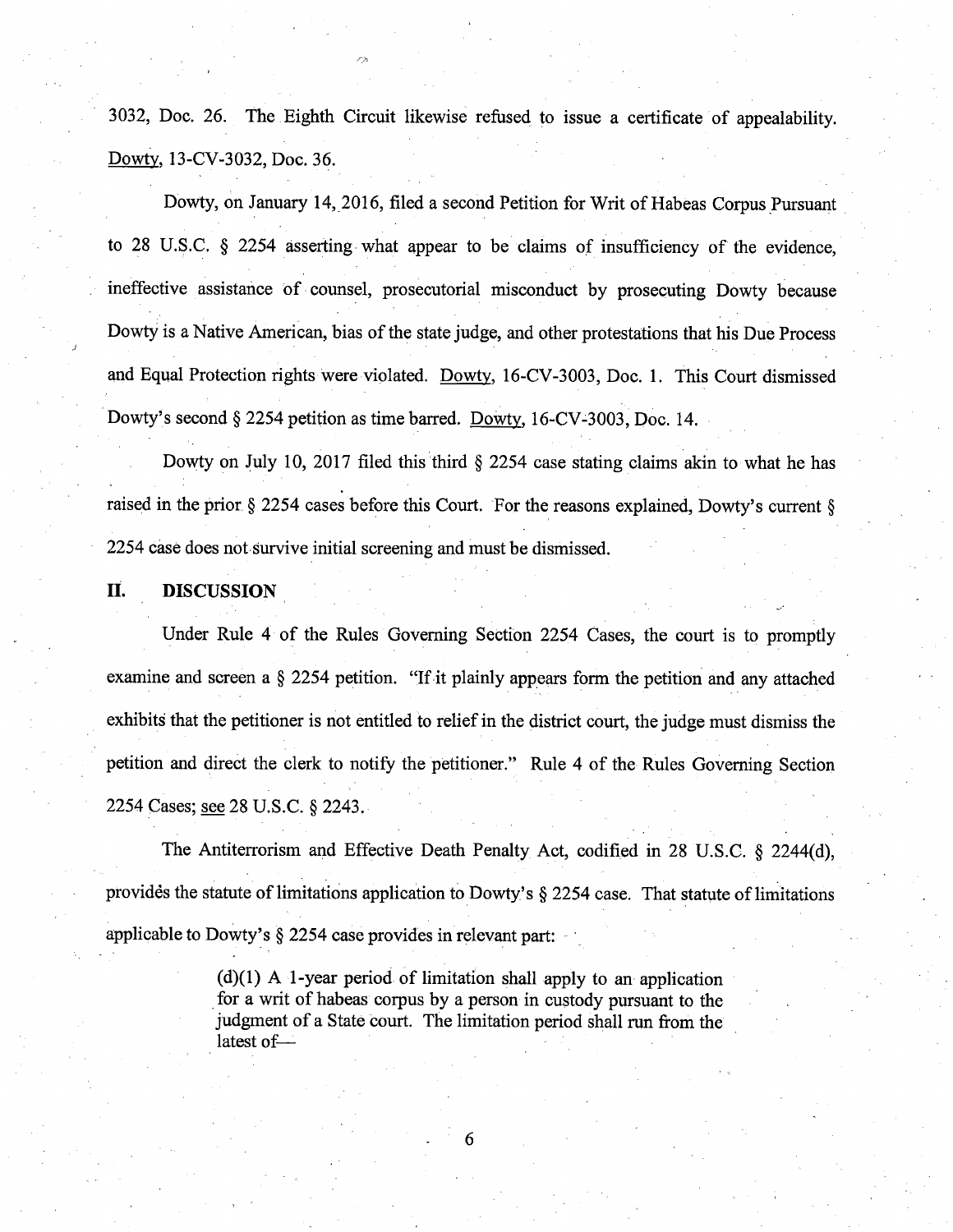3032, Doc. 26. The Eighth Circuit likewise refused to issue a certificate of appealability. Dowty, 13-CV-3032, Doc. 36.

Dowty, on January 14, 2016, filed a second Petition for Writ of Habeas Corpus Pursuant to 28 U.S.C. § 2254 asserting what appear to be claims of insufficiency of the evidence, ineffective assistance of counsel, prosecutorial misconduct by prosecuting Dowty because Dowty is a Native American, bias of the state judge, and other protestations that his Due Process and Equal Protection rights were violated. Dowty, 16-CV-3003, Doc. 1. This Court dismissed Dowty's second § 2254 petition as time barred. Dowty, 16-CV-3003, Doc. 14.

Dowty on July 10, 2017 filed this third § 2254 case stating claims akin to what he has raised in the prior § 2254 cases before this Court. For the reasons explained, Dowty's current § 2254 case does not survive initial screening and must be dismissed.

## II. DISCUSSION

Under Rule 4 of the Rules Governing Section 2254 Cases, the court is to promptly examine and screen a § 2254 petition. "If it plainly appears form the petition and any attached exhibits that the petitioner is not entitled to relief in the district court, the judge must dismiss the petition and direct the clerk to notify the petitioner." Rule 4 of the Rules Governing Section 2254 Cases; see 28 U.S.C. § 2243.

The Antiterrorism and Effective Death Penalty Act, codified in 28 U.S.C. § 2244(d), provides the statute of limitations application to Dowty's § 2254 case. That statute of limitations applicable to Dowty's § 2254 case provides in relevant part:

> (d)(1) A 1-year period of limitation shall apply to an application for a writ of habeas corpus by a person in custody pursuant to the judgment of a State court. The limitation period shall run from the latest of—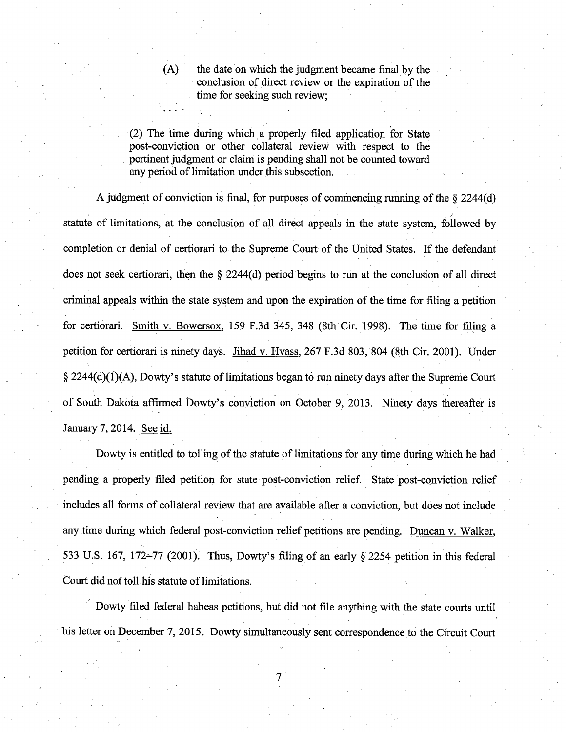> (A) the date on which the judgment became final by the conclusion of direct review or the expiration of the time for seeking such review;
>
> . . .
>
> (2) The time during which a properly filed application for State post-conviction or other collateral review with respect to the pertinent judgment or claim is pending shall not be counted toward any period of limitation under this subsection.

A judgment of conviction is final, for purposes of commencing running of the § 2244(d) statute of limitations, at the conclusion of all direct appeals in the state system, followed by completion or denial of certiorari to the Supreme Court of the United States. If the defendant does not seek certiorari, then the § 2244(d) period begins to run at the conclusion of all direct criminal appeals within the state system and upon the expiration of the time for filing a petition for certiorari. Smith v. Bowersox, 159 F.3d 345, 348 (8th Cir. 1998). The time for filing a petition for certiorari is ninety days. Jihad v. Hvass, 267 F.3d 803, 804 (8th Cir. 2001). Under § 2244(d)(1)(A), Dowty's statute of limitations began to run ninety days after the Supreme Court of South Dakota affirmed Dowty's conviction on October 9, 2013. Ninety days thereafter is January 7, 2014. See id.

Dowty is entitled to tolling of the statute of limitations for any time during which he had pending a properly filed petition for state post-conviction relief. State post-conviction relief includes all forms of collateral review that are available after a conviction, but does not include any time during which federal post-conviction relief petitions are pending. Duncan v. Walker, 533 U.S. 167, 172–77 (2001). Thus, Dowty's filing of an early § 2254 petition in this federal Court did not toll his statute of limitations.

Dowty filed federal habeas petitions, but did not file anything with the state courts until his letter on December 7, 2015. Dowty simultaneously sent correspondence to the Circuit Court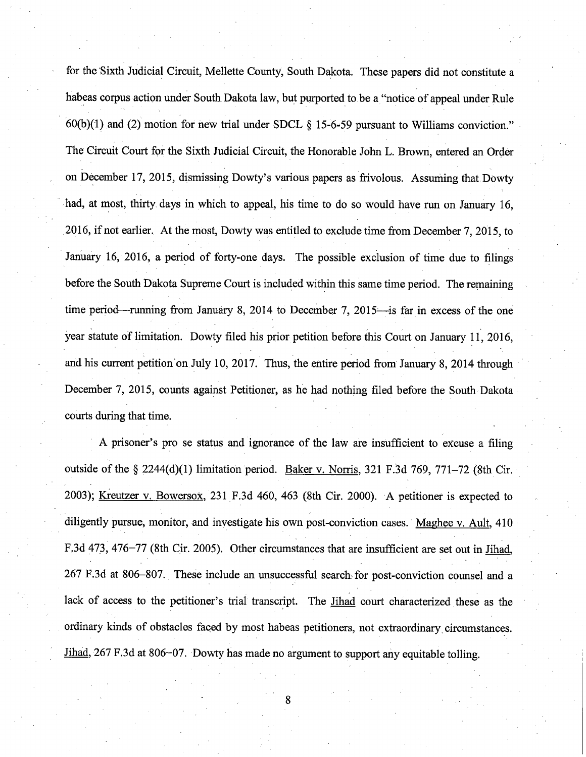for the Sixth Judicial Circuit, Mellette County, South Dakota. These papers did not constitute a habeas corpus action under South Dakota law, but purported to be a "notice of appeal under Rule 60(b)(1) and (2) motion for new trial under SDCL § 15-6-59 pursuant to Williams conviction." The Circuit Court for the Sixth Judicial Circuit, the Honorable John L. Brown, entered an Order on December 17, 2015, dismissing Dowty's various papers as frivolous. Assuming that Dowty had, at most, thirty days in which to appeal, his time to do so would have run on January 16, 2016, if not earlier. At the most, Dowty was entitled to exclude time from December 7, 2015, to January 16, 2016, a period of forty-one days. The possible exclusion of time due to filings before the South Dakota Supreme Court is included within this same time period. The remaining time period—running from January 8, 2014 to December 7, 2015—is far in excess of the one year statute of limitation. Dowty filed his prior petition before this Court on January 11, 2016, and his current petition on July 10, 2017. Thus, the entire period from January 8, 2014 through December 7, 2015, counts against Petitioner, as he had nothing filed before the South Dakota courts during that time.

A prisoner's pro se status and ignorance of the law are insufficient to excuse a filing outside of the § 2244(d)(1) limitation period. Baker v. Norris, 321 F.3d 769, 771–72 (8th Cir. 2003); Kreutzer v. Bowersox, 231 F.3d 460, 463 (8th Cir. 2000). A petitioner is expected to diligently pursue, monitor, and investigate his own post-conviction cases. Maghee v. Ault, 410 F.3d 473, 476–77 (8th Cir. 2005). Other circumstances that are insufficient are set out in Jihad, 267 F.3d at 806–807. These include an unsuccessful search for post-conviction counsel and a lack of access to the petitioner's trial transcript. The Jihad court characterized these as the ordinary kinds of obstacles faced by most habeas petitioners, not extraordinary circumstances. Jihad, 267 F.3d at 806–07. Dowty has made no argument to support any equitable tolling.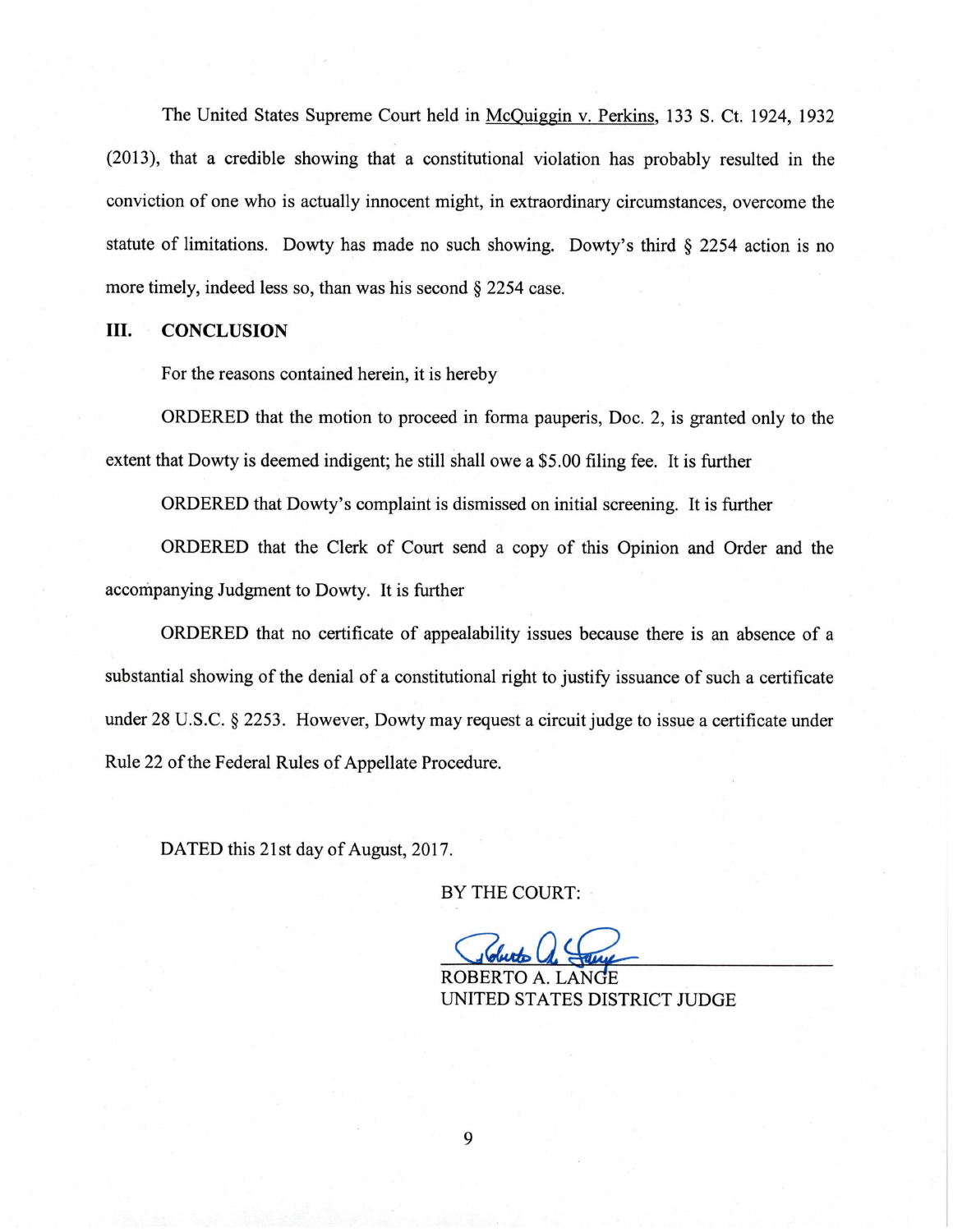The United States Supreme Court held in McQuiggin v. Perkins, 133 S. Ct. 1924, 1932 (2013), that a credible showing that a constitutional violation has probably resulted in the conviction of one who is actually innocent might, in extraordinary circumstances, overcome the statute of limitations. Dowty has made no such showing. Dowty's third § 2254 action is no more timely, indeed less so, than was his second § 2254 case.

## III. CONCLUSION

For the reasons contained herein, it is hereby

ORDERED that the motion to proceed in forma pauperis, Doc. 2, is granted only to the extent that Dowty is deemed indigent; he still shall owe a $5.00 filing fee. It is further

ORDERED that Dowty's complaint is dismissed on initial screening. It is further

ORDERED that the Clerk of Court send a copy of this Opinion and Order and the accompanying Judgment to Dowty. It is further

ORDERED that no certificate of appealability issues because there is an absence of a substantial showing of the denial of a constitutional right to justify issuance of such a certificate under 28 U.S.C. § 2253. However, Dowty may request a circuit judge to issue a certificate under Rule 22 of the Federal Rules of Appellate Procedure.

DATED this 21st day of August, 2017.

BY THE COURT:

ROBERTO A. LANGE
UNITED STATES DISTRICT JUDGE